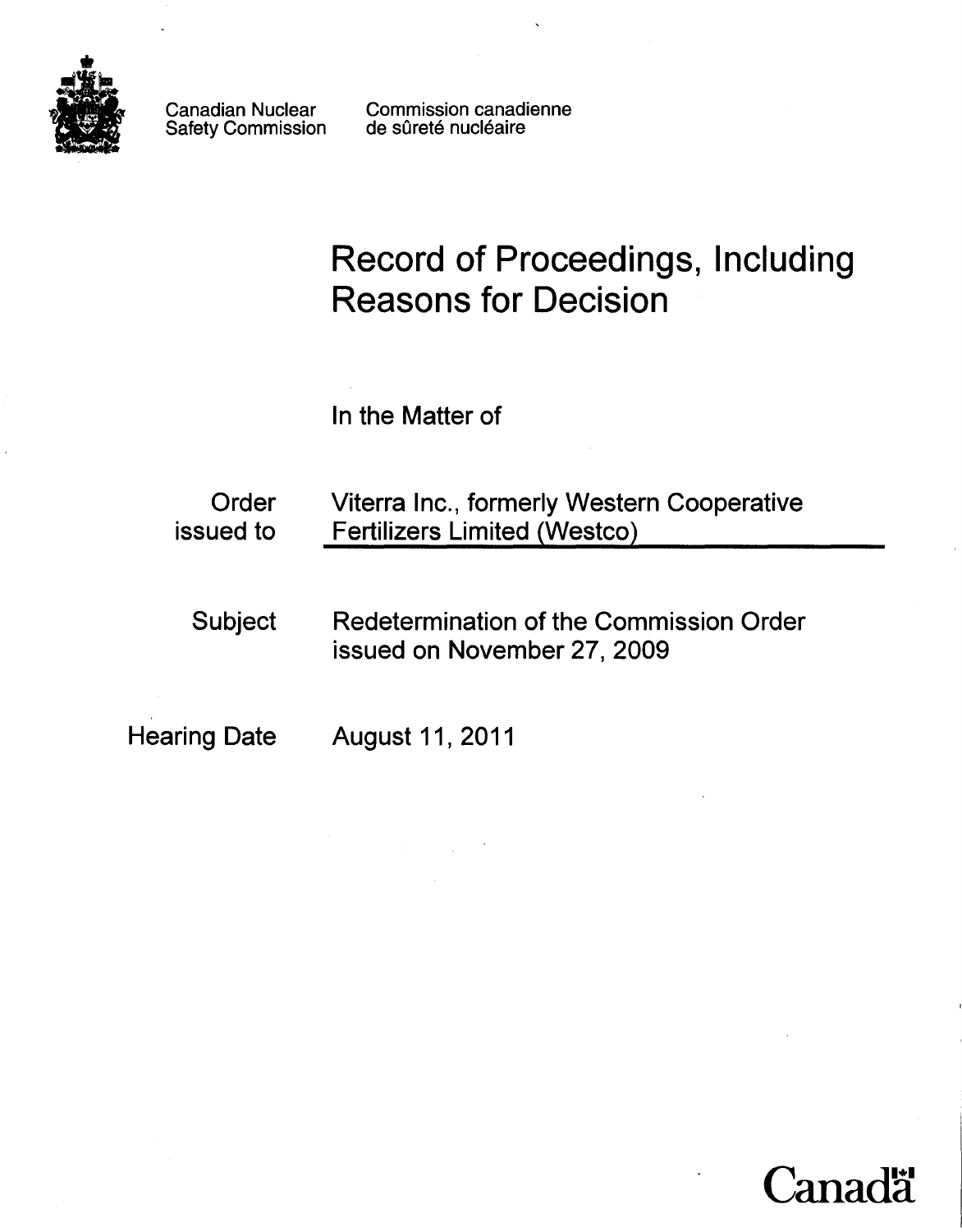Canadian Nuclear Safety Commission

Commission canadienne de sûreté nucléaire

# Record of Proceedings, Including Reasons for Decision

In the Matter of

| | |
|---|---|
| Order issued to | Viterra Inc., formerly Western Cooperative Fertilizers Limited (Westco) |
| Subject | Redetermination of the Commission Order issued on November 27, 2009 |
| Hearing Date | August 11, 2011 |

Canada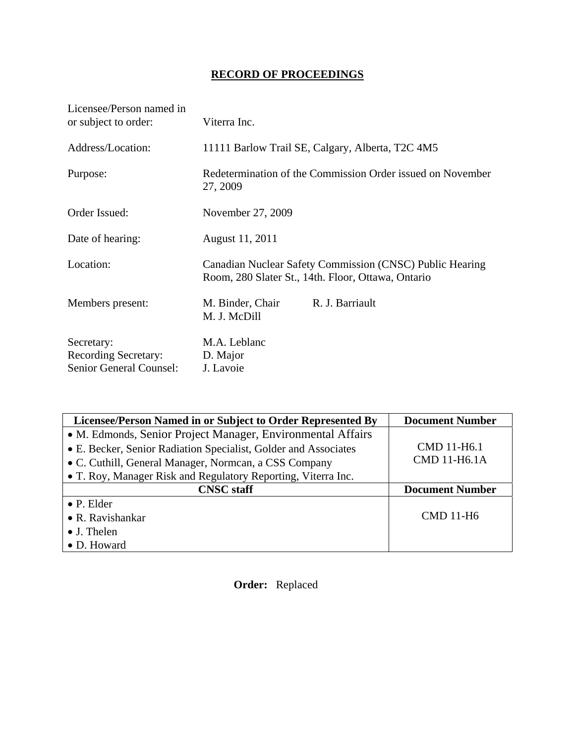# RECORD OF PROCEEDINGS

| | |
|---|---|
| Licensee/Person named in or subject to order: | Viterra Inc. |
| Address/Location: | 11111 Barlow Trail SE, Calgary, Alberta, T2C 4M5 |
| Purpose: | Redetermination of the Commission Order issued on November 27, 2009 |
| Order Issued: | November 27, 2009 |
| Date of hearing: | August 11, 2011 |
| Location: | Canadian Nuclear Safety Commission (CNSC) Public Hearing Room, 280 Slater St., 14th. Floor, Ottawa, Ontario |
| Members present: | M. Binder, Chair; R. J. Barriault; M. J. McDill |
| Secretary: | M.A. Leblanc |
| Recording Secretary: | D. Major |
| Senior General Counsel: | J. Lavoie |

| Licensee/Person Named in or Subject to Order Represented By | Document Number |
|---|---|
| • M. Edmonds, Senior Project Manager, Environmental Affairs<br>• E. Becker, Senior Radiation Specialist, Golder and Associates<br>• C. Cuthill, General Manager, Normcan, a CSS Company<br>• T. Roy, Manager Risk and Regulatory Reporting, Viterra Inc. | CMD 11-H6.1<br>CMD 11-H6.1A |
| **CNSC staff** | **Document Number** |
| • P. Elder<br>• R. Ravishankar<br>• J. Thelen<br>• D. Howard | CMD 11-H6 |

**Order:** Replaced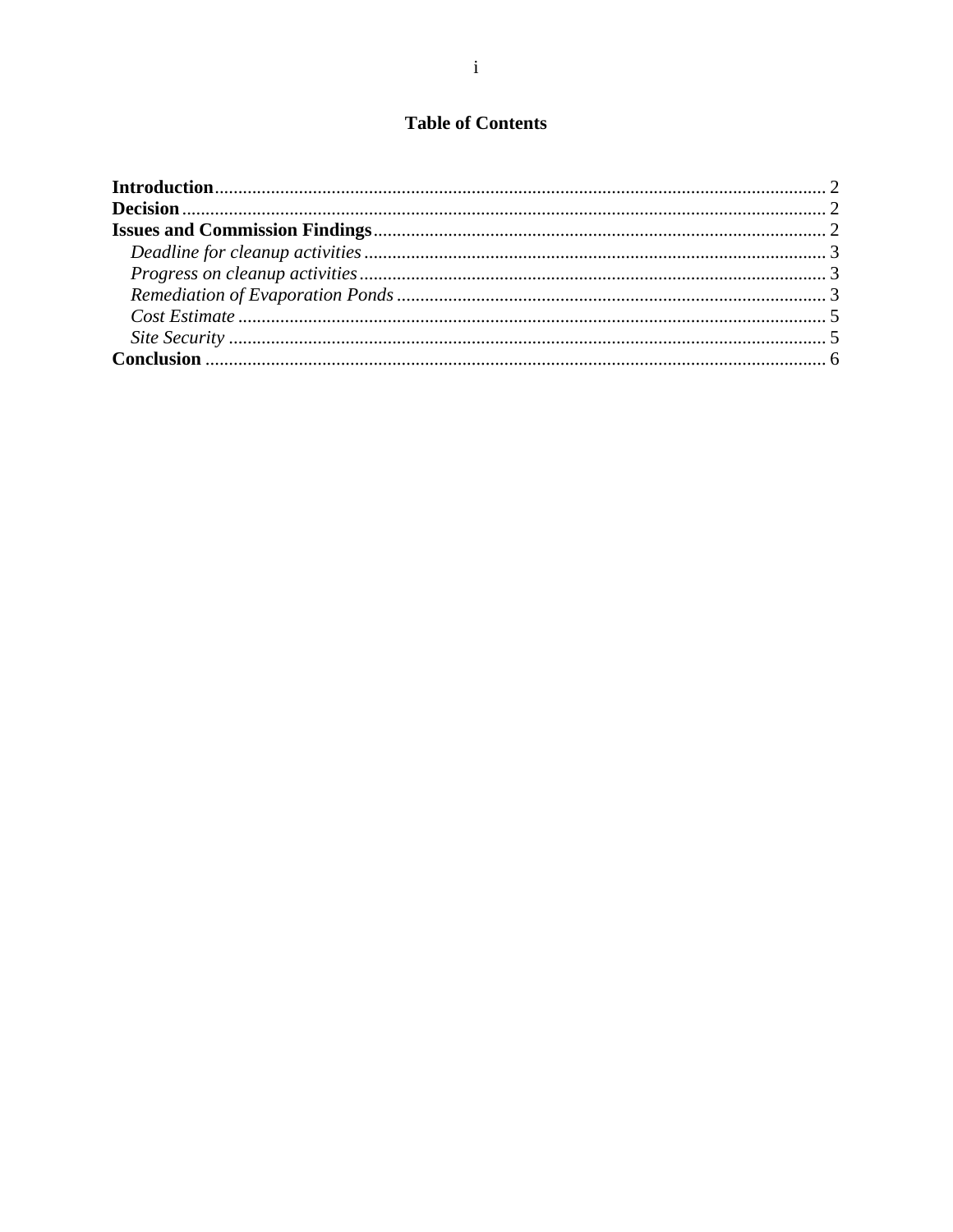# Table of Contents

**Introduction** .......... 2
**Decision** .......... 2
**Issues and Commission Findings** .......... 2
  *Deadline for cleanup activities* .......... 3
  *Progress on cleanup activities* .......... 3
  *Remediation of Evaporation Ponds* .......... 3
  *Cost Estimate* .......... 5
  *Site Security* .......... 5
**Conclusion** .......... 6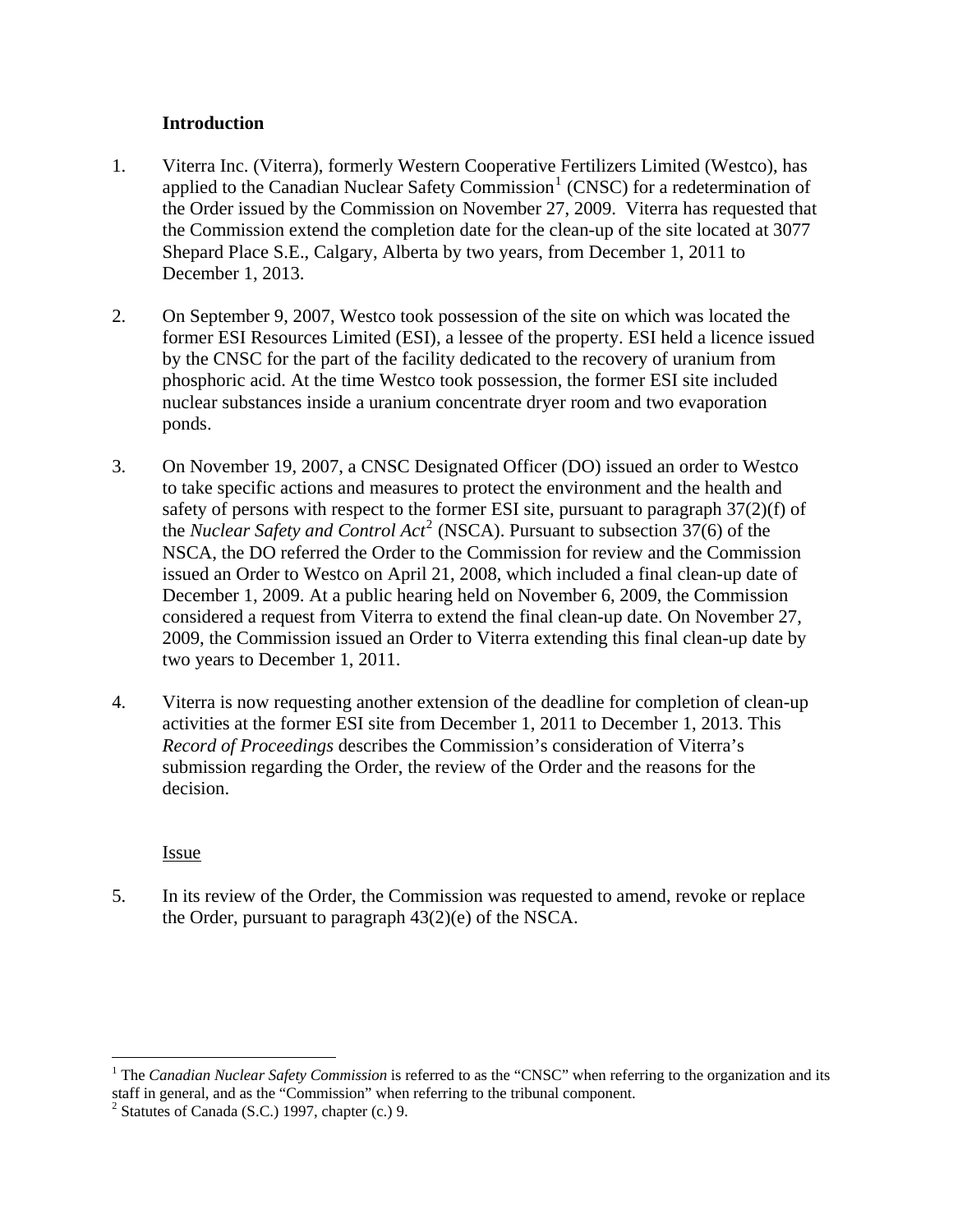**Introduction**

1. Viterra Inc. (Viterra), formerly Western Cooperative Fertilizers Limited (Westco), has applied to the Canadian Nuclear Safety Commission[1] (CNSC) for a redetermination of the Order issued by the Commission on November 27, 2009. Viterra has requested that the Commission extend the completion date for the clean-up of the site located at 3077 Shepard Place S.E., Calgary, Alberta by two years, from December 1, 2011 to December 1, 2013.

2. On September 9, 2007, Westco took possession of the site on which was located the former ESI Resources Limited (ESI), a lessee of the property. ESI held a licence issued by the CNSC for the part of the facility dedicated to the recovery of uranium from phosphoric acid. At the time Westco took possession, the former ESI site included nuclear substances inside a uranium concentrate dryer room and two evaporation ponds.

3. On November 19, 2007, a CNSC Designated Officer (DO) issued an order to Westco to take specific actions and measures to protect the environment and the health and safety of persons with respect to the former ESI site, pursuant to paragraph 37(2)(f) of the *Nuclear Safety and Control Act*[2] (NSCA). Pursuant to subsection 37(6) of the NSCA, the DO referred the Order to the Commission for review and the Commission issued an Order to Westco on April 21, 2008, which included a final clean-up date of December 1, 2009. At a public hearing held on November 6, 2009, the Commission considered a request from Viterra to extend the final clean-up date. On November 27, 2009, the Commission issued an Order to Viterra extending this final clean-up date by two years to December 1, 2011.

4. Viterra is now requesting another extension of the deadline for completion of clean-up activities at the former ESI site from December 1, 2011 to December 1, 2013. This *Record of Proceedings* describes the Commission's consideration of Viterra's submission regarding the Order, the review of the Order and the reasons for the decision.

<u>Issue</u>

5. In its review of the Order, the Commission was requested to amend, revoke or replace the Order, pursuant to paragraph 43(2)(e) of the NSCA.

---

[1] The *Canadian Nuclear Safety Commission* is referred to as the "CNSC" when referring to the organization and its staff in general, and as the "Commission" when referring to the tribunal component.

[2] Statutes of Canada (S.C.) 1997, chapter (c.) 9.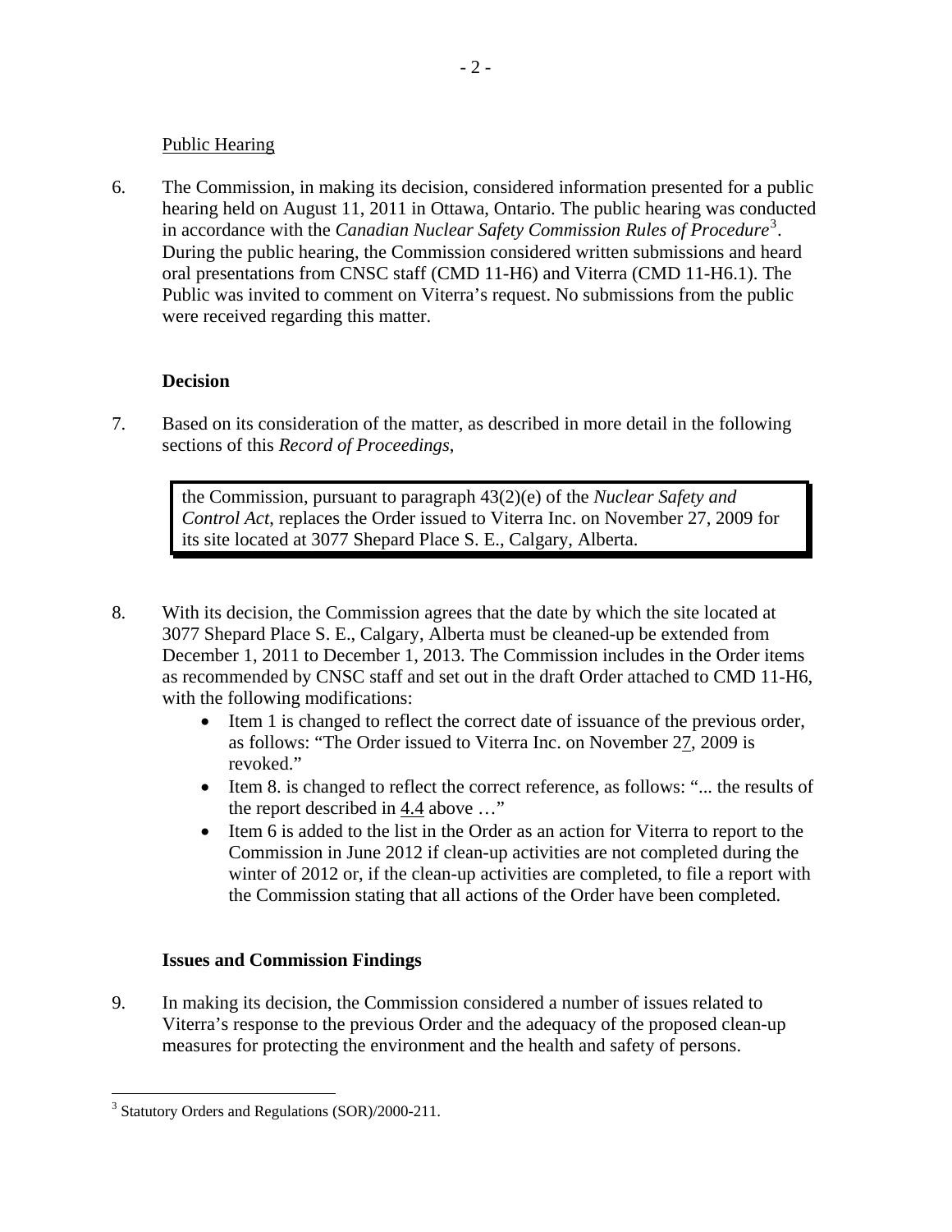Public Hearing

6. The Commission, in making its decision, considered information presented for a public hearing held on August 11, 2011 in Ottawa, Ontario. The public hearing was conducted in accordance with the *Canadian Nuclear Safety Commission Rules of Procedure*[3]. During the public hearing, the Commission considered written submissions and heard oral presentations from CNSC staff (CMD 11-H6) and Viterra (CMD 11-H6.1). The Public was invited to comment on Viterra's request. No submissions from the public were received regarding this matter.

## Decision

7. Based on its consideration of the matter, as described in more detail in the following sections of this *Record of Proceedings*,

> the Commission, pursuant to paragraph 43(2)(e) of the *Nuclear Safety and Control Act*, replaces the Order issued to Viterra Inc. on November 27, 2009 for its site located at 3077 Shepard Place S. E., Calgary, Alberta.

8. With its decision, the Commission agrees that the date by which the site located at 3077 Shepard Place S. E., Calgary, Alberta must be cleaned-up be extended from December 1, 2011 to December 1, 2013. The Commission includes in the Order items as recommended by CNSC staff and set out in the draft Order attached to CMD 11-H6, with the following modifications:
   - Item 1 is changed to reflect the correct date of issuance of the previous order, as follows: "The Order issued to Viterra Inc. on November 27, 2009 is revoked."
   - Item 8. is changed to reflect the correct reference, as follows: "... the results of the report described in 4.4 above …"
   - Item 6 is added to the list in the Order as an action for Viterra to report to the Commission in June 2012 if clean-up activities are not completed during the winter of 2012 or, if the clean-up activities are completed, to file a report with the Commission stating that all actions of the Order have been completed.

## Issues and Commission Findings

9. In making its decision, the Commission considered a number of issues related to Viterra's response to the previous Order and the adequacy of the proposed clean-up measures for protecting the environment and the health and safety of persons.

[3] Statutory Orders and Regulations (SOR)/2000-211.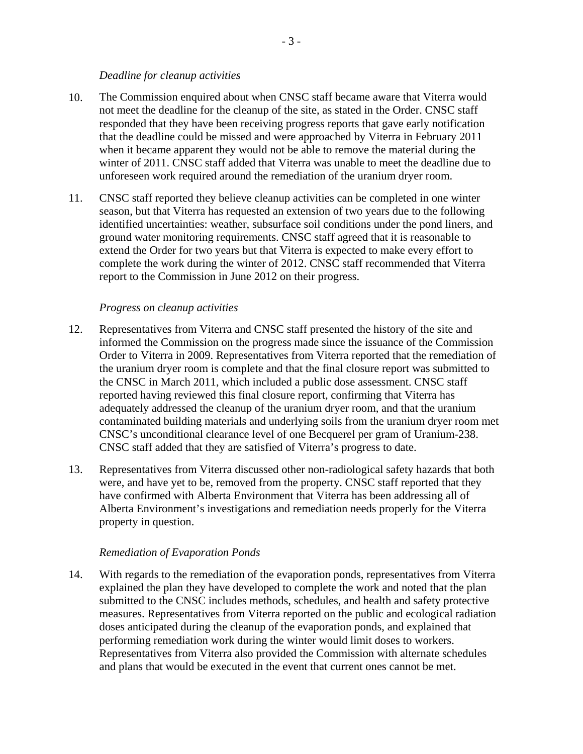*Deadline for cleanup activities*

10. The Commission enquired about when CNSC staff became aware that Viterra would not meet the deadline for the cleanup of the site, as stated in the Order. CNSC staff responded that they have been receiving progress reports that gave early notification that the deadline could be missed and were approached by Viterra in February 2011 when it became apparent they would not be able to remove the material during the winter of 2011. CNSC staff added that Viterra was unable to meet the deadline due to unforeseen work required around the remediation of the uranium dryer room.

11. CNSC staff reported they believe cleanup activities can be completed in one winter season, but that Viterra has requested an extension of two years due to the following identified uncertainties: weather, subsurface soil conditions under the pond liners, and ground water monitoring requirements. CNSC staff agreed that it is reasonable to extend the Order for two years but that Viterra is expected to make every effort to complete the work during the winter of 2012. CNSC staff recommended that Viterra report to the Commission in June 2012 on their progress.

*Progress on cleanup activities*

12. Representatives from Viterra and CNSC staff presented the history of the site and informed the Commission on the progress made since the issuance of the Commission Order to Viterra in 2009. Representatives from Viterra reported that the remediation of the uranium dryer room is complete and that the final closure report was submitted to the CNSC in March 2011, which included a public dose assessment. CNSC staff reported having reviewed this final closure report, confirming that Viterra has adequately addressed the cleanup of the uranium dryer room, and that the uranium contaminated building materials and underlying soils from the uranium dryer room met CNSC's unconditional clearance level of one Becquerel per gram of Uranium-238. CNSC staff added that they are satisfied of Viterra's progress to date.

13. Representatives from Viterra discussed other non-radiological safety hazards that both were, and have yet to be, removed from the property. CNSC staff reported that they have confirmed with Alberta Environment that Viterra has been addressing all of Alberta Environment's investigations and remediation needs properly for the Viterra property in question.

*Remediation of Evaporation Ponds*

14. With regards to the remediation of the evaporation ponds, representatives from Viterra explained the plan they have developed to complete the work and noted that the plan submitted to the CNSC includes methods, schedules, and health and safety protective measures. Representatives from Viterra reported on the public and ecological radiation doses anticipated during the cleanup of the evaporation ponds, and explained that performing remediation work during the winter would limit doses to workers. Representatives from Viterra also provided the Commission with alternate schedules and plans that would be executed in the event that current ones cannot be met.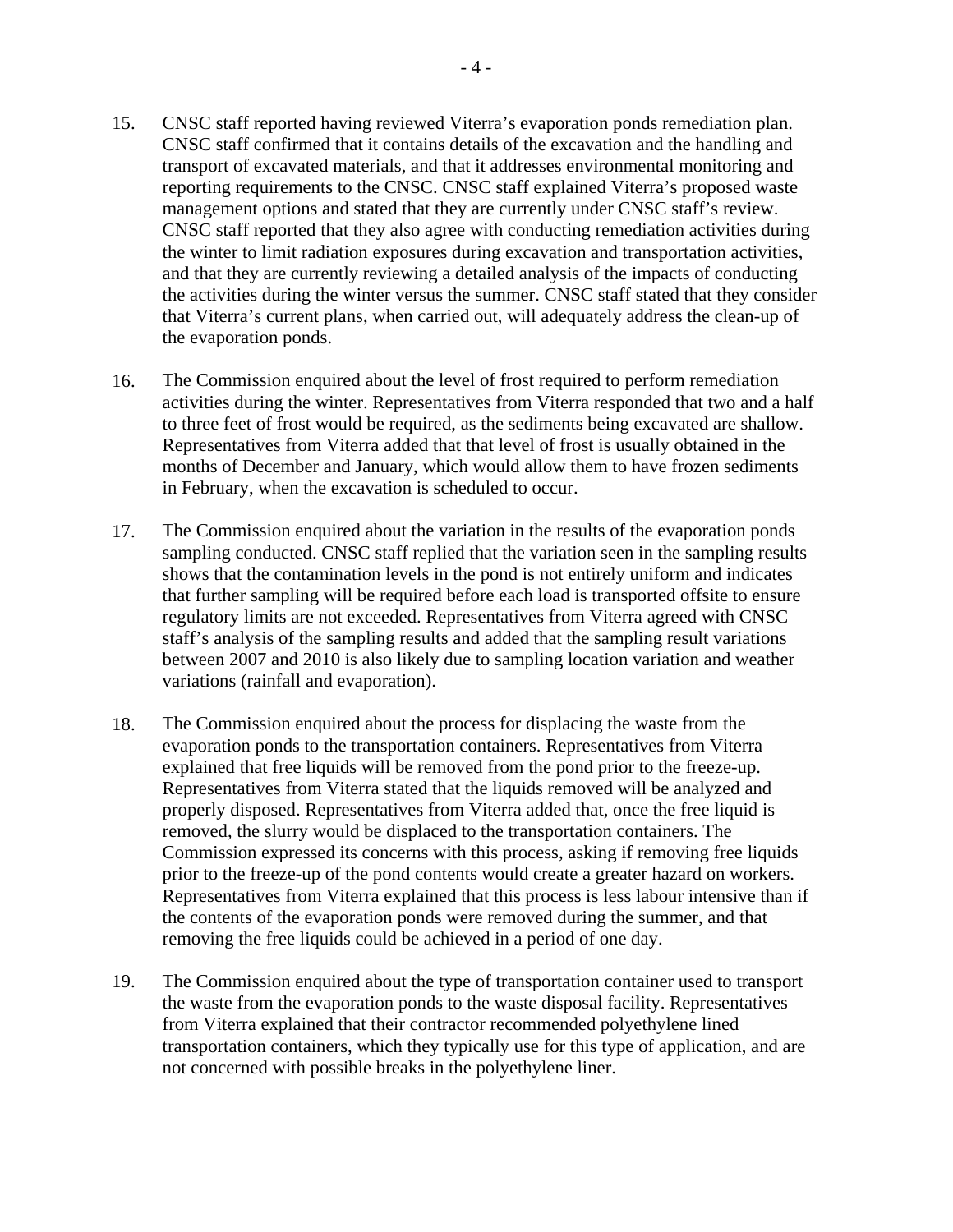15. CNSC staff reported having reviewed Viterra's evaporation ponds remediation plan. CNSC staff confirmed that it contains details of the excavation and the handling and transport of excavated materials, and that it addresses environmental monitoring and reporting requirements to the CNSC. CNSC staff explained Viterra's proposed waste management options and stated that they are currently under CNSC staff's review. CNSC staff reported that they also agree with conducting remediation activities during the winter to limit radiation exposures during excavation and transportation activities, and that they are currently reviewing a detailed analysis of the impacts of conducting the activities during the winter versus the summer. CNSC staff stated that they consider that Viterra's current plans, when carried out, will adequately address the clean-up of the evaporation ponds.

16. The Commission enquired about the level of frost required to perform remediation activities during the winter. Representatives from Viterra responded that two and a half to three feet of frost would be required, as the sediments being excavated are shallow. Representatives from Viterra added that that level of frost is usually obtained in the months of December and January, which would allow them to have frozen sediments in February, when the excavation is scheduled to occur.

17. The Commission enquired about the variation in the results of the evaporation ponds sampling conducted. CNSC staff replied that the variation seen in the sampling results shows that the contamination levels in the pond is not entirely uniform and indicates that further sampling will be required before each load is transported offsite to ensure regulatory limits are not exceeded. Representatives from Viterra agreed with CNSC staff's analysis of the sampling results and added that the sampling result variations between 2007 and 2010 is also likely due to sampling location variation and weather variations (rainfall and evaporation).

18. The Commission enquired about the process for displacing the waste from the evaporation ponds to the transportation containers. Representatives from Viterra explained that free liquids will be removed from the pond prior to the freeze-up. Representatives from Viterra stated that the liquids removed will be analyzed and properly disposed. Representatives from Viterra added that, once the free liquid is removed, the slurry would be displaced to the transportation containers. The Commission expressed its concerns with this process, asking if removing free liquids prior to the freeze-up of the pond contents would create a greater hazard on workers. Representatives from Viterra explained that this process is less labour intensive than if the contents of the evaporation ponds were removed during the summer, and that removing the free liquids could be achieved in a period of one day.

19. The Commission enquired about the type of transportation container used to transport the waste from the evaporation ponds to the waste disposal facility. Representatives from Viterra explained that their contractor recommended polyethylene lined transportation containers, which they typically use for this type of application, and are not concerned with possible breaks in the polyethylene liner.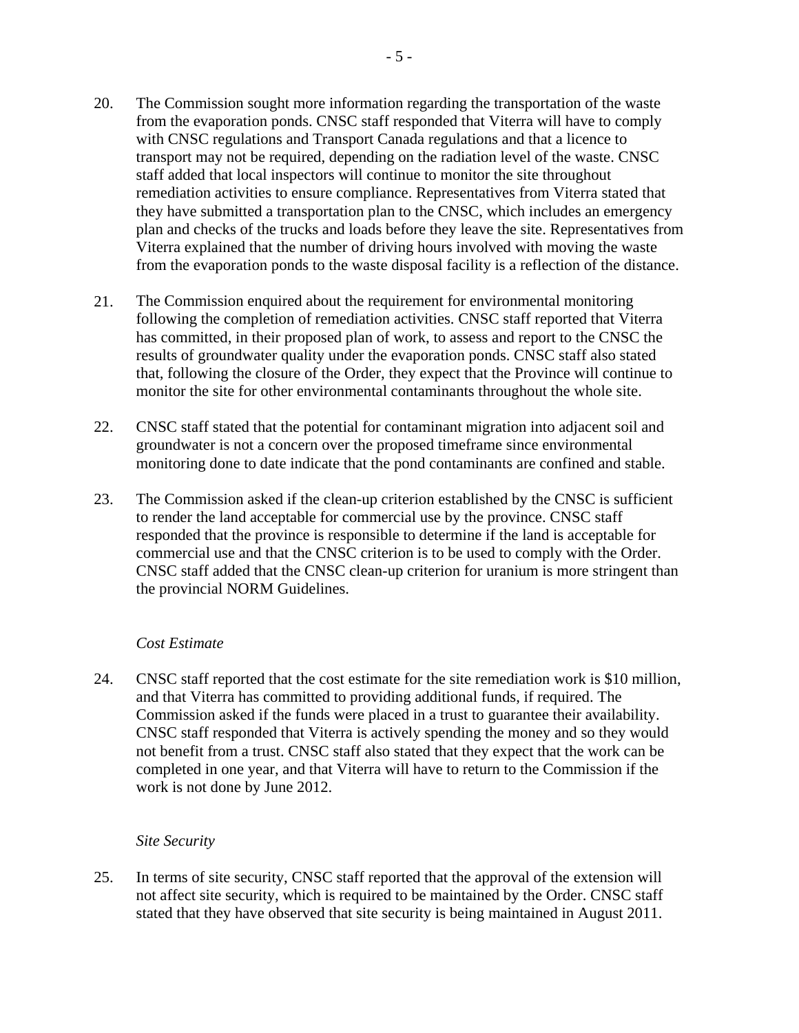20. The Commission sought more information regarding the transportation of the waste from the evaporation ponds. CNSC staff responded that Viterra will have to comply with CNSC regulations and Transport Canada regulations and that a licence to transport may not be required, depending on the radiation level of the waste. CNSC staff added that local inspectors will continue to monitor the site throughout remediation activities to ensure compliance. Representatives from Viterra stated that they have submitted a transportation plan to the CNSC, which includes an emergency plan and checks of the trucks and loads before they leave the site. Representatives from Viterra explained that the number of driving hours involved with moving the waste from the evaporation ponds to the waste disposal facility is a reflection of the distance.

21. The Commission enquired about the requirement for environmental monitoring following the completion of remediation activities. CNSC staff reported that Viterra has committed, in their proposed plan of work, to assess and report to the CNSC the results of groundwater quality under the evaporation ponds. CNSC staff also stated that, following the closure of the Order, they expect that the Province will continue to monitor the site for other environmental contaminants throughout the whole site.

22. CNSC staff stated that the potential for contaminant migration into adjacent soil and groundwater is not a concern over the proposed timeframe since environmental monitoring done to date indicate that the pond contaminants are confined and stable.

23. The Commission asked if the clean-up criterion established by the CNSC is sufficient to render the land acceptable for commercial use by the province. CNSC staff responded that the province is responsible to determine if the land is acceptable for commercial use and that the CNSC criterion is to be used to comply with the Order. CNSC staff added that the CNSC clean-up criterion for uranium is more stringent than the provincial NORM Guidelines.

*Cost Estimate*

24. CNSC staff reported that the cost estimate for the site remediation work is $10 million, and that Viterra has committed to providing additional funds, if required. The Commission asked if the funds were placed in a trust to guarantee their availability. CNSC staff responded that Viterra is actively spending the money and so they would not benefit from a trust. CNSC staff also stated that they expect that the work can be completed in one year, and that Viterra will have to return to the Commission if the work is not done by June 2012.

*Site Security*

25. In terms of site security, CNSC staff reported that the approval of the extension will not affect site security, which is required to be maintained by the Order. CNSC staff stated that they have observed that site security is being maintained in August 2011.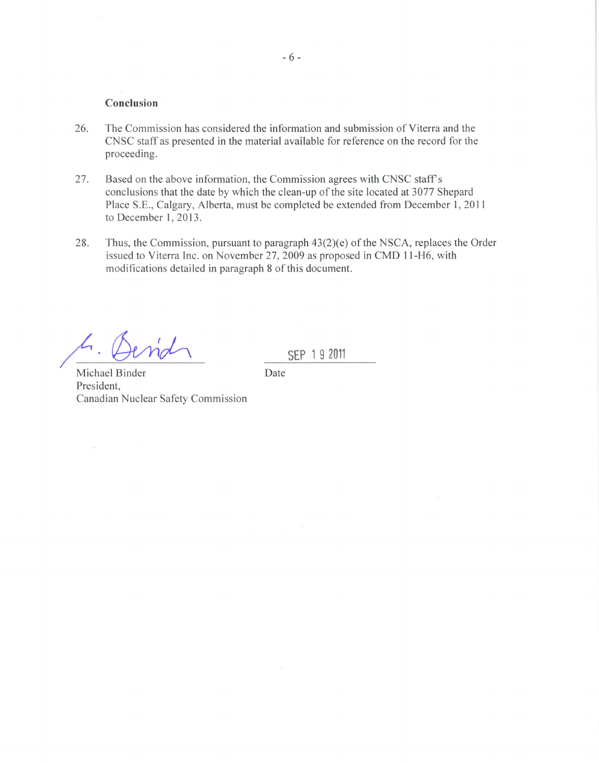**Conclusion**

26. The Commission has considered the information and submission of Viterra and the CNSC staff as presented in the material available for reference on the record for the proceeding.

27. Based on the above information, the Commission agrees with CNSC staff's conclusions that the date by which the clean-up of the site located at 3077 Shepard Place S.E., Calgary, Alberta, must be completed be extended from December 1, 2011 to December 1, 2013.

28. Thus, the Commission, pursuant to paragraph 43(2)(e) of the NSCA, replaces the Order issued to Viterra Inc. on November 27, 2009 as proposed in CMD 11-H6, with modifications detailed in paragraph 8 of this document.

Michael Binder
President,
Canadian Nuclear Safety Commission

SEP 19 2011
Date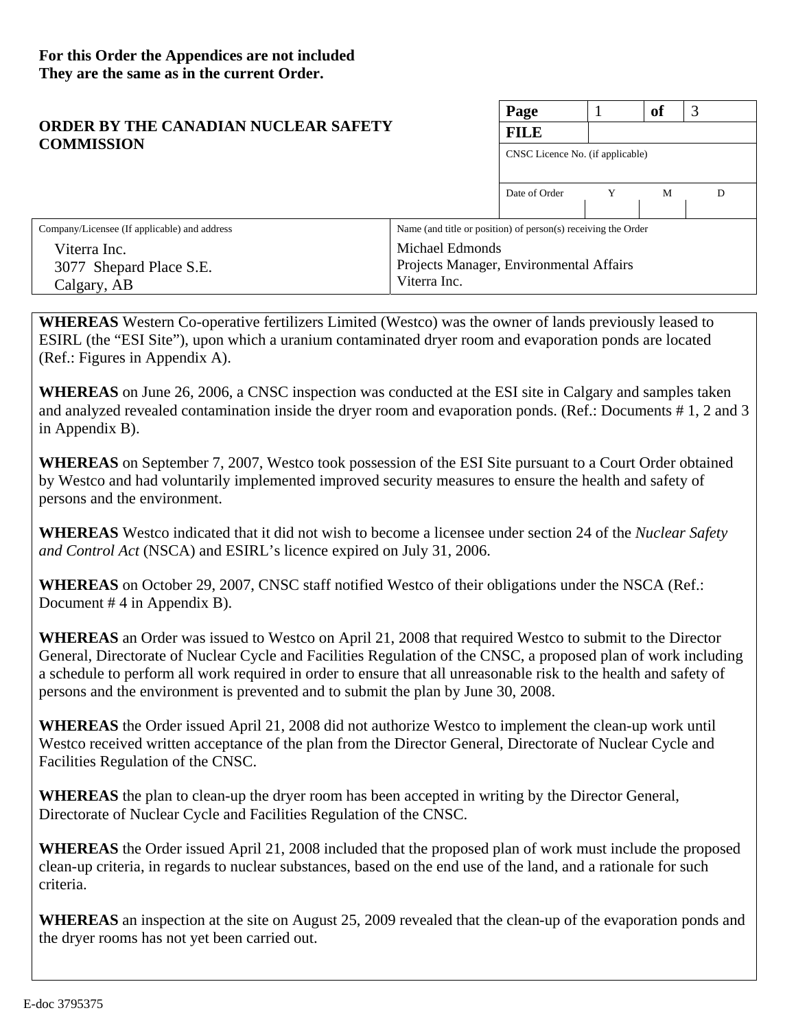**For this Order the Appendices are not included**
**They are the same as in the current Order.**

**ORDER BY THE CANADIAN NUCLEAR SAFETY COMMISSION**

| **Page** | 1 | **of** | 3 |
|---|---|---|---|
| **FILE** | | | |
| CNSC Licence No. (if applicable) | | | |
| Date of Order | Y | M | D |
| | | | |

| Company/Licensee (If applicable) and address | Name (and title or position) of person(s) receiving the Order |
|---|---|
| Viterra Inc.<br>3077 Shepard Place S.E.<br>Calgary, AB | Michael Edmonds<br>Projects Manager, Environmental Affairs<br>Viterra Inc. |

**WHEREAS** Western Co-operative fertilizers Limited (Westco) was the owner of lands previously leased to ESIRL (the "ESI Site"), upon which a uranium contaminated dryer room and evaporation ponds are located (Ref.: Figures in Appendix A).

**WHEREAS** on June 26, 2006, a CNSC inspection was conducted at the ESI site in Calgary and samples taken and analyzed revealed contamination inside the dryer room and evaporation ponds. (Ref.: Documents # 1, 2 and 3 in Appendix B).

**WHEREAS** on September 7, 2007, Westco took possession of the ESI Site pursuant to a Court Order obtained by Westco and had voluntarily implemented improved security measures to ensure the health and safety of persons and the environment.

**WHEREAS** Westco indicated that it did not wish to become a licensee under section 24 of the *Nuclear Safety and Control Act* (NSCA) and ESIRL's licence expired on July 31, 2006.

**WHEREAS** on October 29, 2007, CNSC staff notified Westco of their obligations under the NSCA (Ref.: Document # 4 in Appendix B).

**WHEREAS** an Order was issued to Westco on April 21, 2008 that required Westco to submit to the Director General, Directorate of Nuclear Cycle and Facilities Regulation of the CNSC, a proposed plan of work including a schedule to perform all work required in order to ensure that all unreasonable risk to the health and safety of persons and the environment is prevented and to submit the plan by June 30, 2008.

**WHEREAS** the Order issued April 21, 2008 did not authorize Westco to implement the clean-up work until Westco received written acceptance of the plan from the Director General, Directorate of Nuclear Cycle and Facilities Regulation of the CNSC.

**WHEREAS** the plan to clean-up the dryer room has been accepted in writing by the Director General, Directorate of Nuclear Cycle and Facilities Regulation of the CNSC.

**WHEREAS** the Order issued April 21, 2008 included that the proposed plan of work must include the proposed clean-up criteria, in regards to nuclear substances, based on the end use of the land, and a rationale for such criteria.

**WHEREAS** an inspection at the site on August 25, 2009 revealed that the clean-up of the evaporation ponds and the dryer rooms has not yet been carried out.

E-doc 3795375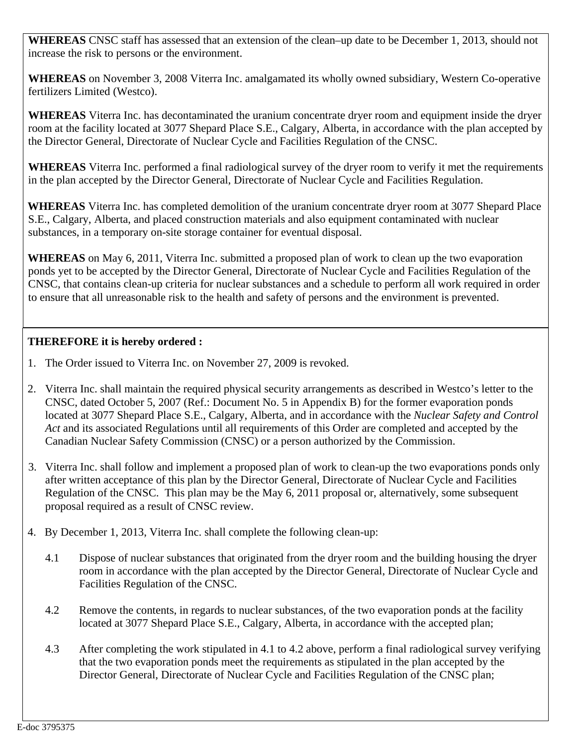**WHEREAS** CNSC staff has assessed that an extension of the clean–up date to be December 1, 2013, should not increase the risk to persons or the environment.

**WHEREAS** on November 3, 2008 Viterra Inc. amalgamated its wholly owned subsidiary, Western Co-operative fertilizers Limited (Westco).

**WHEREAS** Viterra Inc. has decontaminated the uranium concentrate dryer room and equipment inside the dryer room at the facility located at 3077 Shepard Place S.E., Calgary, Alberta, in accordance with the plan accepted by the Director General, Directorate of Nuclear Cycle and Facilities Regulation of the CNSC.

**WHEREAS** Viterra Inc. performed a final radiological survey of the dryer room to verify it met the requirements in the plan accepted by the Director General, Directorate of Nuclear Cycle and Facilities Regulation.

**WHEREAS** Viterra Inc. has completed demolition of the uranium concentrate dryer room at 3077 Shepard Place S.E., Calgary, Alberta, and placed construction materials and also equipment contaminated with nuclear substances, in a temporary on-site storage container for eventual disposal.

**WHEREAS** on May 6, 2011, Viterra Inc. submitted a proposed plan of work to clean up the two evaporation ponds yet to be accepted by the Director General, Directorate of Nuclear Cycle and Facilities Regulation of the CNSC, that contains clean-up criteria for nuclear substances and a schedule to perform all work required in order to ensure that all unreasonable risk to the health and safety of persons and the environment is prevented.

**THEREFORE it is hereby ordered :**

1. The Order issued to Viterra Inc. on November 27, 2009 is revoked.
2. Viterra Inc. shall maintain the required physical security arrangements as described in Westco's letter to the CNSC, dated October 5, 2007 (Ref.: Document No. 5 in Appendix B) for the former evaporation ponds located at 3077 Shepard Place S.E., Calgary, Alberta, and in accordance with the *Nuclear Safety and Control Act* and its associated Regulations until all requirements of this Order are completed and accepted by the Canadian Nuclear Safety Commission (CNSC) or a person authorized by the Commission.
3. Viterra Inc. shall follow and implement a proposed plan of work to clean-up the two evaporations ponds only after written acceptance of this plan by the Director General, Directorate of Nuclear Cycle and Facilities Regulation of the CNSC. This plan may be the May 6, 2011 proposal or, alternatively, some subsequent proposal required as a result of CNSC review.
4. By December 1, 2013, Viterra Inc. shall complete the following clean-up:

   4.1 Dispose of nuclear substances that originated from the dryer room and the building housing the dryer room in accordance with the plan accepted by the Director General, Directorate of Nuclear Cycle and Facilities Regulation of the CNSC.

   4.2 Remove the contents, in regards to nuclear substances, of the two evaporation ponds at the facility located at 3077 Shepard Place S.E., Calgary, Alberta, in accordance with the accepted plan;

   4.3 After completing the work stipulated in 4.1 to 4.2 above, perform a final radiological survey verifying that the two evaporation ponds meet the requirements as stipulated in the plan accepted by the Director General, Directorate of Nuclear Cycle and Facilities Regulation of the CNSC plan;

E-doc 3795375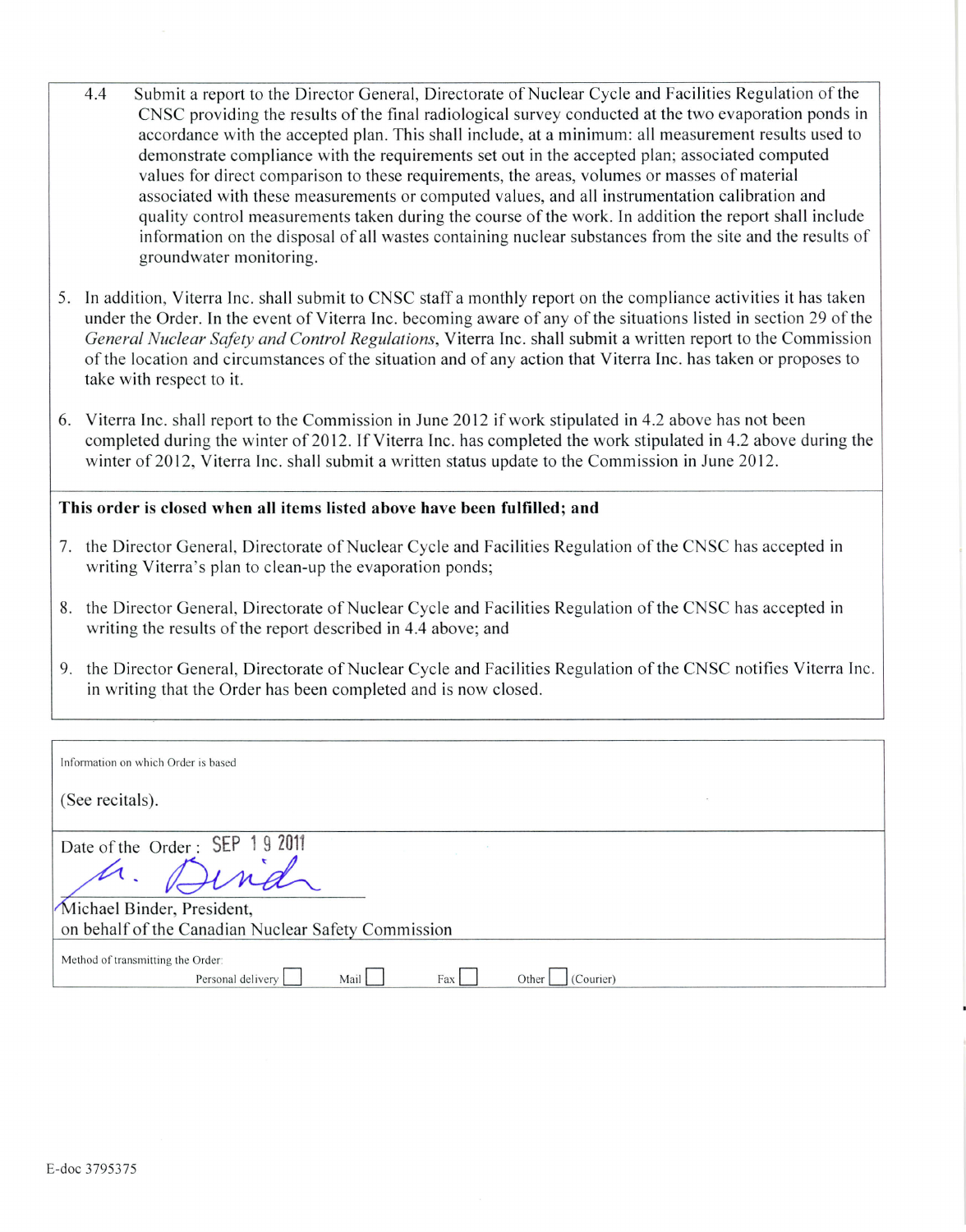4.4 Submit a report to the Director General, Directorate of Nuclear Cycle and Facilities Regulation of the CNSC providing the results of the final radiological survey conducted at the two evaporation ponds in accordance with the accepted plan. This shall include, at a minimum: all measurement results used to demonstrate compliance with the requirements set out in the accepted plan; associated computed values for direct comparison to these requirements, the areas, volumes or masses of material associated with these measurements or computed values, and all instrumentation calibration and quality control measurements taken during the course of the work. In addition the report shall include information on the disposal of all wastes containing nuclear substances from the site and the results of groundwater monitoring.

5. In addition, Viterra Inc. shall submit to CNSC staff a monthly report on the compliance activities it has taken under the Order. In the event of Viterra Inc. becoming aware of any of the situations listed in section 29 of the *General Nuclear Safety and Control Regulations*, Viterra Inc. shall submit a written report to the Commission of the location and circumstances of the situation and of any action that Viterra Inc. has taken or proposes to take with respect to it.

6. Viterra Inc. shall report to the Commission in June 2012 if work stipulated in 4.2 above has not been completed during the winter of 2012. If Viterra Inc. has completed the work stipulated in 4.2 above during the winter of 2012, Viterra Inc. shall submit a written status update to the Commission in June 2012.

**This order is closed when all items listed above have been fulfilled; and**

7. the Director General, Directorate of Nuclear Cycle and Facilities Regulation of the CNSC has accepted in writing Viterra's plan to clean-up the evaporation ponds;

8. the Director General, Directorate of Nuclear Cycle and Facilities Regulation of the CNSC has accepted in writing the results of the report described in 4.4 above; and

9. the Director General, Directorate of Nuclear Cycle and Facilities Regulation of the CNSC notifies Viterra Inc. in writing that the Order has been completed and is now closed.

Information on which Order is based

(See recitals).

Date of the Order : SEP 19 2011

M. Binder

Michael Binder, President,
on behalf of the Canadian Nuclear Safety Commission

Method of transmitting the Order:

Personal delivery ☐ Mail ☐ Fax ☐ Other ☐ (Courier)

E-doc 3795375